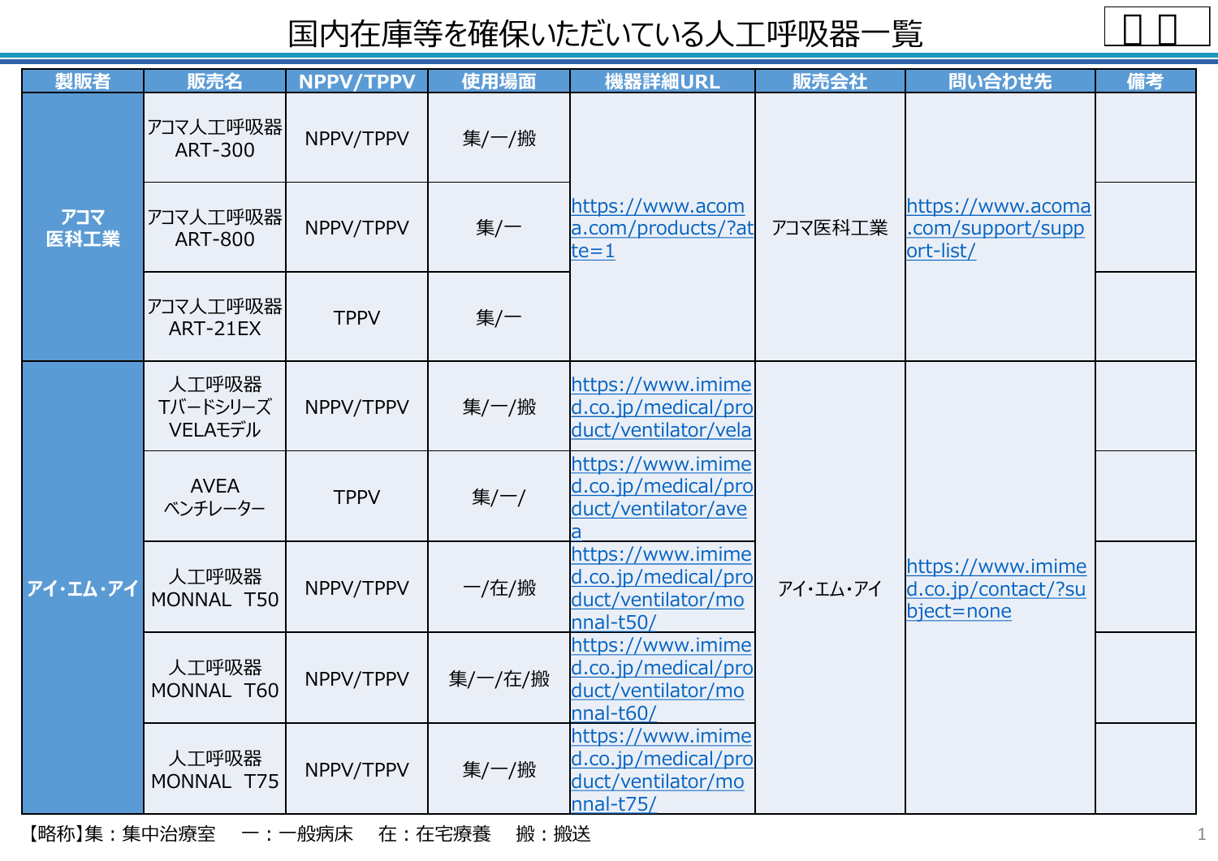# 国内在庫等を確保いただいている人工呼吸器一覧

| 製販者 | 販売名 | NPPV/TPPV | 使用場面 | 機器詳細URL | 販売会社 | 問い合わせ先 | 備考 |
|---|---|---|---|---|---|---|---|
| アコマ医科工業 | アコマ人工呼吸器 ART-300 | NPPV/TPPV | 集/一/搬 | https://www.acoma.com/products/?atte=1 | アコマ医科工業 | https://www.acoma.com/support/support-list/ | |
| | アコマ人工呼吸器 ART-800 | NPPV/TPPV | 集/一 | | | | |
| | アコマ人工呼吸器 ART-21EX | TPPV | 集/一 | | | | |
| アイ・エム・アイ | 人工呼吸器 Tバードシリーズ VELAモデル | NPPV/TPPV | 集/一/搬 | https://www.imimed.co.jp/medical/product/ventilator/vela | アイ・エム・アイ | https://www.imimed.co.jp/contact/?subject=none | |
| | AVEA ベンチレーター | TPPV | 集/一/ | https://www.imimed.co.jp/medical/product/ventilator/avea | | | |
| | 人工呼吸器 MONNAL T50 | NPPV/TPPV | 一/在/搬 | https://www.imimed.co.jp/medical/product/ventilator/monnal-t50/ | | | |
| | 人工呼吸器 MONNAL T60 | NPPV/TPPV | 集/一/在/搬 | https://www.imimed.co.jp/medical/product/ventilator/monnal-t60/ | | | |
| | 人工呼吸器 MONNAL T75 | NPPV/TPPV | 集/一/搬 | https://www.imimed.co.jp/medical/product/ventilator/monnal-t75/ | | | |

【略称】集：集中治療室　一：一般病床　在：在宅療養　搬：搬送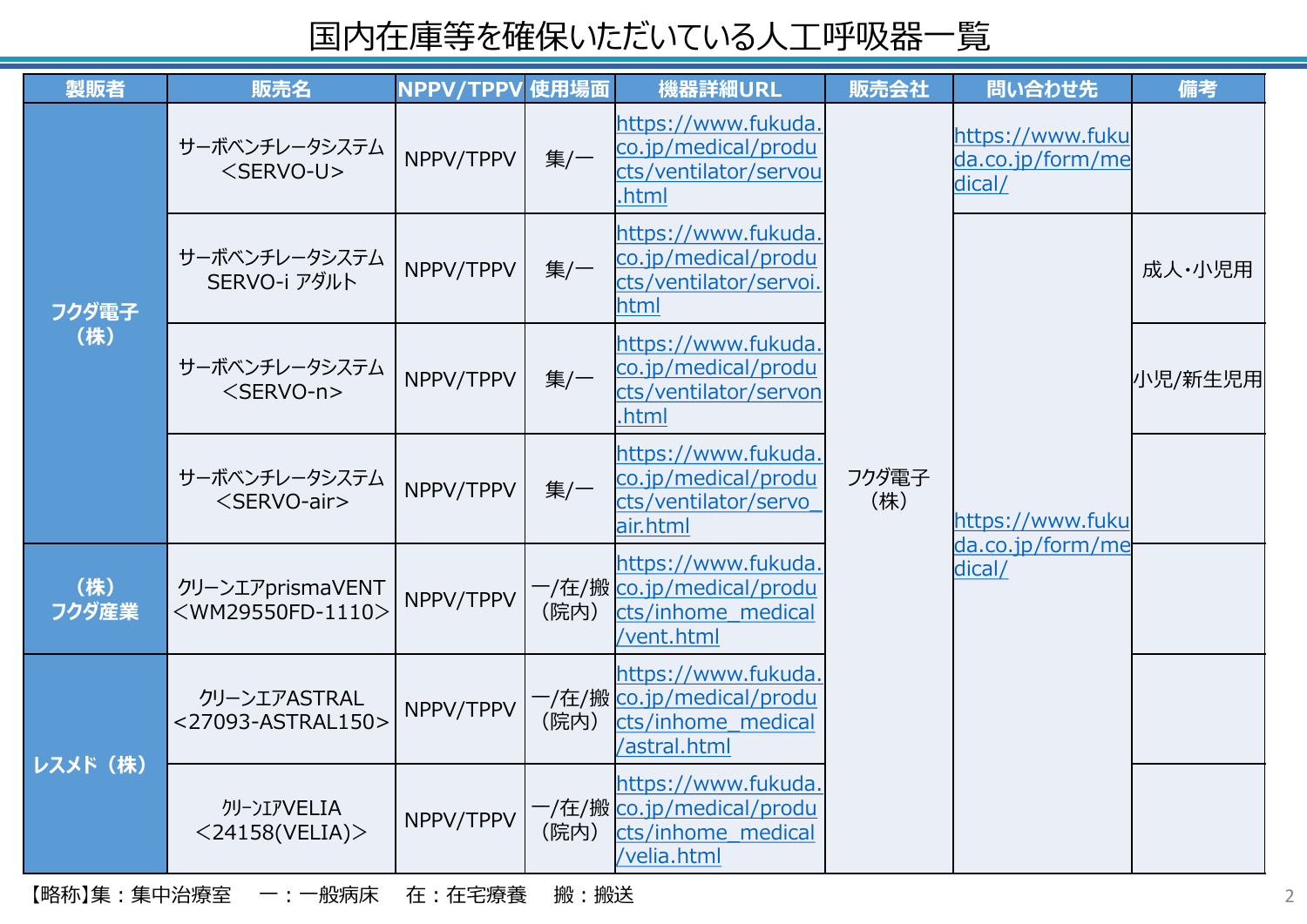# 国内在庫等を確保いただいている人工呼吸器一覧

| 製販者 | 販売名 | NPPV/TPPV | 使用場面 | 機器詳細URL | 販売会社 | 問い合わせ先 | 備考 |
|---|---|---|---|---|---|---|---|
| フクダ電子（株） | サーボベンチレータシステム<SERVO-U> | NPPV/TPPV | 集/一 | https://www.fukuda.co.jp/medical/products/ventilator/servou.html | フクダ電子（株） | https://www.fukuda.co.jp/form/medical/ | |
| フクダ電子（株） | サーボベンチレータシステム SERVO-i アダルト | NPPV/TPPV | 集/一 | https://www.fukuda.co.jp/medical/products/ventilator/servoi.html | フクダ電子（株） | https://www.fukuda.co.jp/form/medical/ | 成人・小児用 |
| フクダ電子（株） | サーボベンチレータシステム<SERVO-n> | NPPV/TPPV | 集/一 | https://www.fukuda.co.jp/medical/products/ventilator/servon.html | フクダ電子（株） | https://www.fukuda.co.jp/form/medical/ | 小児/新生児用 |
| フクダ電子（株） | サーボベンチレータシステム<SERVO-air> | NPPV/TPPV | 集/一 | https://www.fukuda.co.jp/medical/products/ventilator/servo_air.html | フクダ電子（株） | https://www.fukuda.co.jp/form/medical/ | |
| （株）フクダ産業 | クリーンエアprismaVENT<WM29550FD-1110> | NPPV/TPPV | 一/在/搬（院内） | https://www.fukuda.co.jp/medical/products/inhome_medical/vent.html | フクダ電子（株） | https://www.fukuda.co.jp/form/medical/ | |
| レスメド（株） | クリーンエアASTRAL<27093-ASTRAL150> | NPPV/TPPV | 一/在/搬（院内） | https://www.fukuda.co.jp/medical/products/inhome_medical/astral.html | フクダ電子（株） | https://www.fukuda.co.jp/form/medical/ | |
| レスメド（株） | ｸﾘｰﾝｴｱVELIA<24158(VELIA)> | NPPV/TPPV | 一/在/搬（院内） | https://www.fukuda.co.jp/medical/products/inhome_medical/velia.html | フクダ電子（株） | https://www.fukuda.co.jp/form/medical/ | |

【略称】集：集中治療室　一：一般病床　在：在宅療養　搬：搬送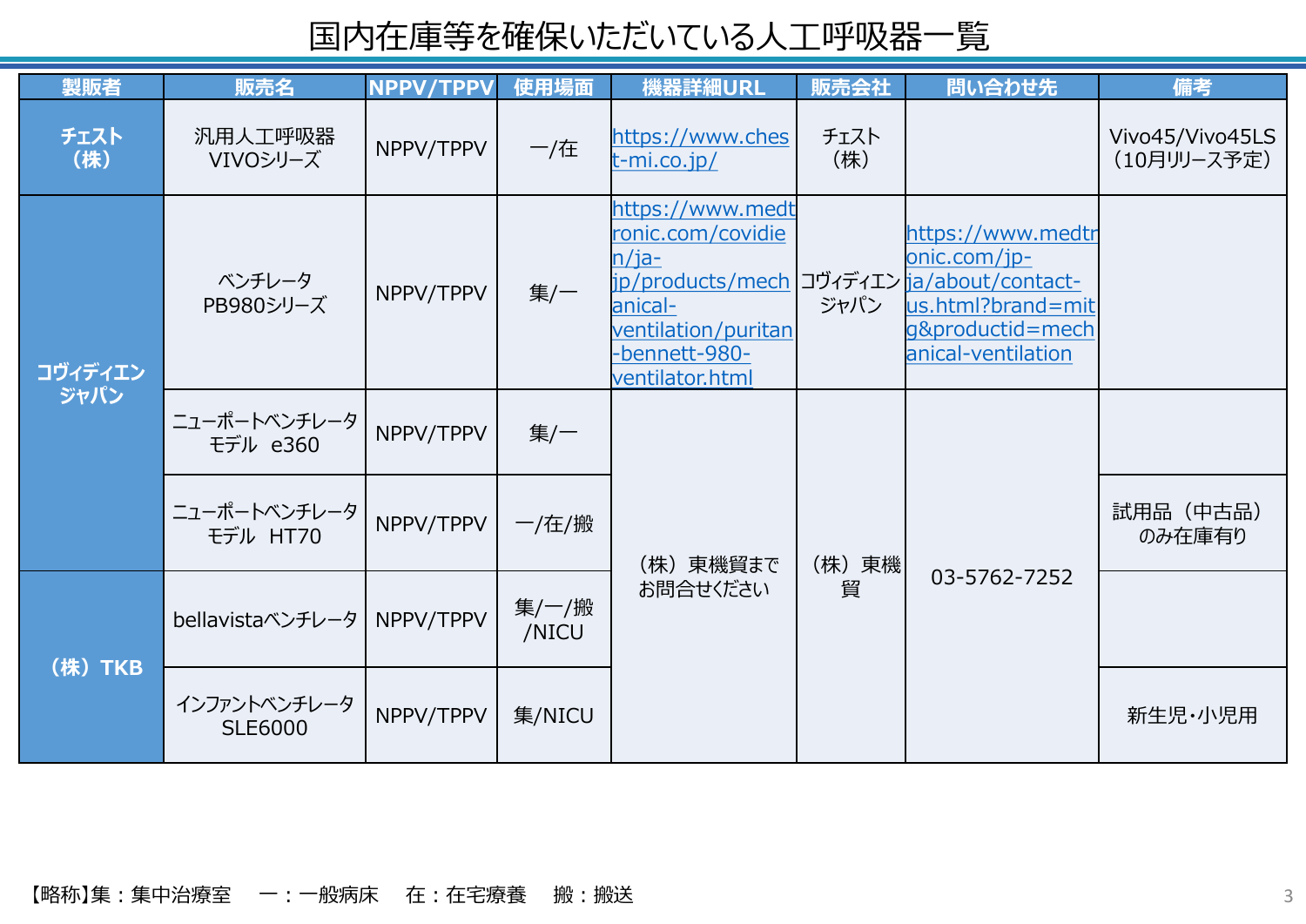# 国内在庫等を確保いただいている人工呼吸器一覧

| 製販者 | 販売名 | NPPV/TPPV | 使用場面 | 機器詳細URL | 販売会社 | 問い合わせ先 | 備考 |
|---|---|---|---|---|---|---|---|
| チェスト（株） | 汎用人工呼吸器 VIVOシリーズ | NPPV/TPPV | 一/在 | https://www.chest-mi.co.jp/ | チェスト（株） | | Vivo45/Vivo45LS（10月リリース予定） |
| コヴィディエンジャパン | ベンチレータ PB980シリーズ | NPPV/TPPV | 集/一 | https://www.medtronic.com/covidien/ja-jp/products/mechanical-ventilation/puritan-bennett-980-ventilator.html | コヴィディエンジャパン | https://www.medtronic.com/jp-ja/about/contact-us.html?brand=mitg&productid=mechanical-ventilation | |
| コヴィディエンジャパン | ニューポートベンチレータ モデル e360 | NPPV/TPPV | 集/一 | （株）東機貿までお問合せください | （株）東機貿 | 03-5762-7252 | |
| コヴィディエンジャパン | ニューポートベンチレータ モデル HT70 | NPPV/TPPV | 一/在/搬 | （株）東機貿までお問合せください | （株）東機貿 | 03-5762-7252 | 試用品（中古品）のみ在庫有り |
| （株）TKB | bellavistaベンチレータ | NPPV/TPPV | 集/一/搬/NICU | （株）東機貿までお問合せください | （株）東機貿 | 03-5762-7252 | |
| （株）TKB | インファントベンチレータ SLE6000 | NPPV/TPPV | 集/NICU | （株）東機貿までお問合せください | （株）東機貿 | 03-5762-7252 | 新生児・小児用 |

【略称】集：集中治療室　一：一般病床　在：在宅療養　搬：搬送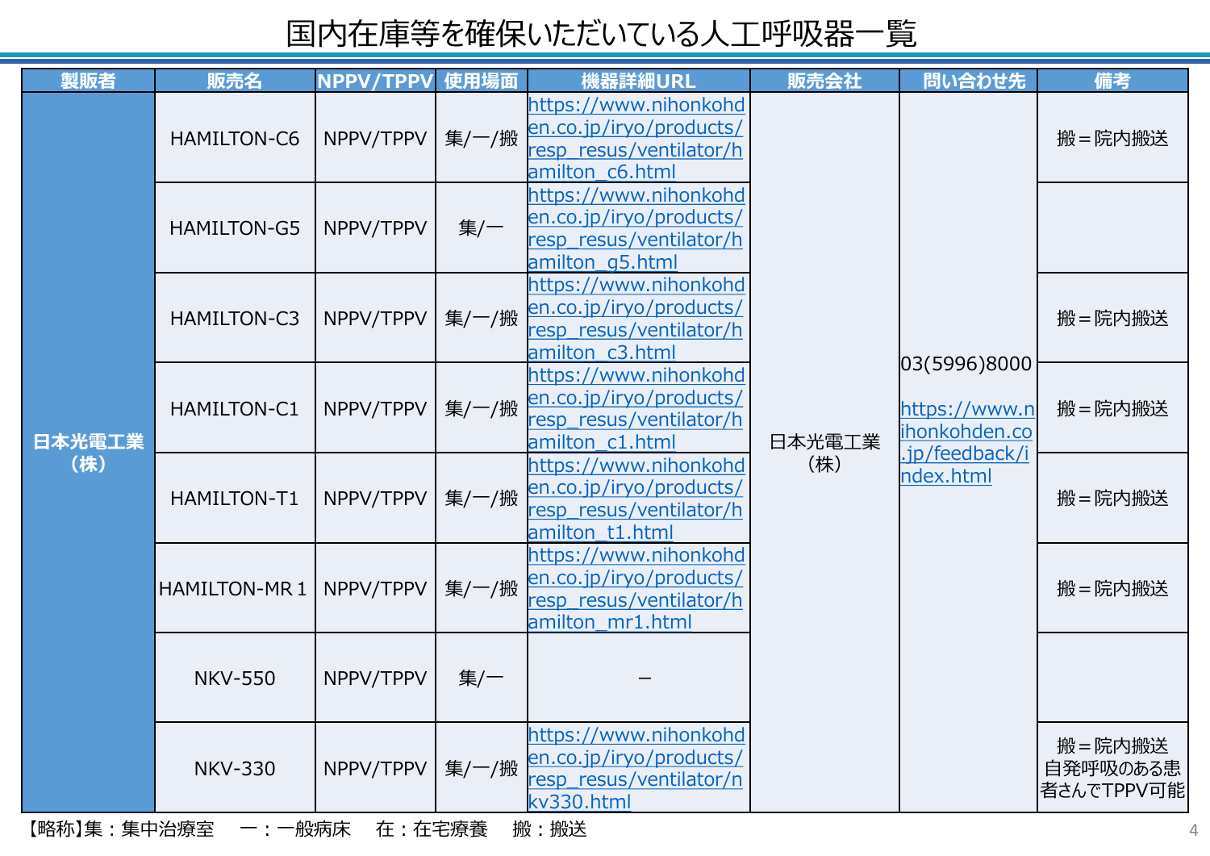# 国内在庫等を確保いただいている人工呼吸器一覧

| 製販者 | 販売名 | NPPV/TPPV | 使用場面 | 機器詳細URL | 販売会社 | 問い合わせ先 | 備考 |
|---|---|---|---|---|---|---|---|
| 日本光電工業（株） | HAMILTON-C6 | NPPV/TPPV | 集/一/搬 | https://www.nihonkohden.co.jp/iryo/products/resp_resus/ventilator/hamilton_c6.html | 日本光電工業（株） | 03(5996)8000 https://www.nihonkohden.co.jp/feedback/index.html | 搬＝院内搬送 |
| | HAMILTON-G5 | NPPV/TPPV | 集/一 | https://www.nihonkohden.co.jp/iryo/products/resp_resus/ventilator/hamilton_g5.html | | | |
| | HAMILTON-C3 | NPPV/TPPV | 集/一/搬 | https://www.nihonkohden.co.jp/iryo/products/resp_resus/ventilator/hamilton_c3.html | | | 搬＝院内搬送 |
| | HAMILTON-C1 | NPPV/TPPV | 集/一/搬 | https://www.nihonkohden.co.jp/iryo/products/resp_resus/ventilator/hamilton_c1.html | | | 搬＝院内搬送 |
| | HAMILTON-T1 | NPPV/TPPV | 集/一/搬 | https://www.nihonkohden.co.jp/iryo/products/resp_resus/ventilator/hamilton_t1.html | | | 搬＝院内搬送 |
| | HAMILTON-MR 1 | NPPV/TPPV | 集/一/搬 | https://www.nihonkohden.co.jp/iryo/products/resp_resus/ventilator/hamilton_mr1.html | | | 搬＝院内搬送 |
| | NKV-550 | NPPV/TPPV | 集/一 | － | | | |
| | NKV-330 | NPPV/TPPV | 集/一/搬 | https://www.nihonkohden.co.jp/iryo/products/resp_resus/ventilator/nkv330.html | | | 搬＝院内搬送 自発呼吸のある患者さんでTPPV可能 |

【略称】集：集中治療室　一：一般病床　在：在宅療養　搬：搬送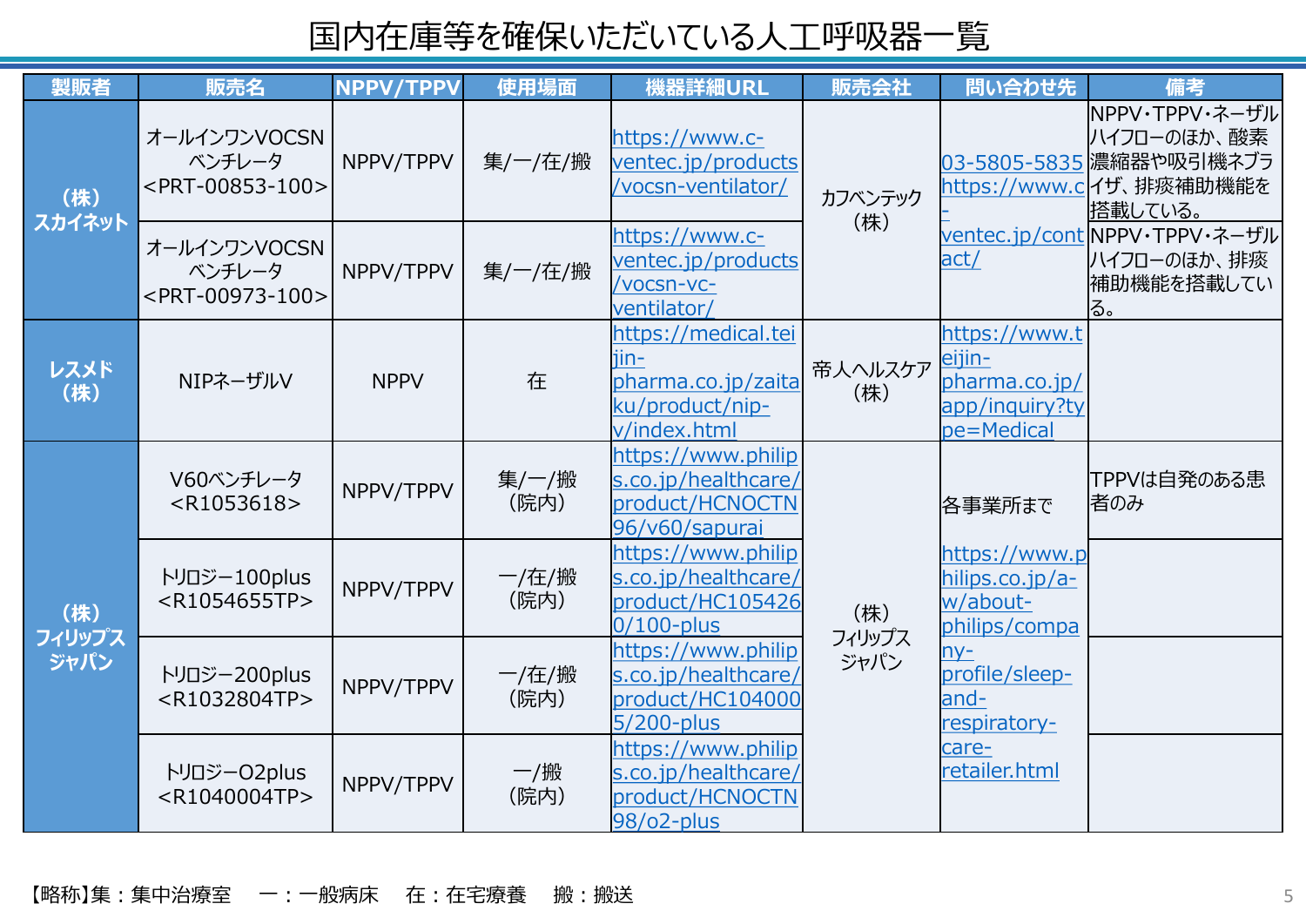# 国内在庫等を確保いただいている人工呼吸器一覧

| 製販者 | 販売名 | NPPV/TPPV | 使用場面 | 機器詳細URL | 販売会社 | 問い合わせ先 | 備考 |
|---|---|---|---|---|---|---|---|
| （株）スカイネット | オールインワンVOCSNベンチレータ<PRT-00853-100> | NPPV/TPPV | 集/一/在/搬 | https://www.c-ventec.jp/products/vocsn-ventilator/ | カフベンテック（株） | 03-5805-5835 https://www.c-ventec.jp/contact/ | NPPV・TPPV・ネーザルハイフローのほか、酸素濃縮器や吸引機ネブライザ、排痰補助機能を搭載している。 |
| | オールインワンVOCSNベンチレータ<PRT-00973-100> | NPPV/TPPV | 集/一/在/搬 | https://www.c-ventec.jp/products/vocsn-vc-ventilator/ | | | NPPV・TPPV・ネーザルハイフローのほか、排痰補助機能を搭載している。 |
| レスメド（株） | NIPネーザルV | NPPV | 在 | https://medical.teijin-pharma.co.jp/zaitaku/product/nip-v/index.html | 帝人ヘルスケア（株） | https://www.teijin-pharma.co.jp/app/inquiry?type=Medical | |
| （株）フィリップスジャパン | V60ベンチレータ<R1053618> | NPPV/TPPV | 集/一/搬（院内） | https://www.philips.co.jp/healthcare/product/HCNOCTN96/v60/sapurai | （株）フィリップスジャパン | 各事業所まで https://www.philips.co.jp/a-w/about-philips/company-profile/sleep-and-respiratory-care-retailer.html | TPPVは自発のある患者のみ |
| | トリロジー100plus<R1054655TP> | NPPV/TPPV | 一/在/搬（院内） | https://www.philips.co.jp/healthcare/product/HC1054260/100-plus | | | |
| | トリロジー200plus<R1032804TP> | NPPV/TPPV | 一/在/搬（院内） | https://www.philips.co.jp/healthcare/product/HC1040005/200-plus | | | |
| | トリロジーO2plus<R1040004TP> | NPPV/TPPV | 一/搬（院内） | https://www.philips.co.jp/healthcare/product/HCNOCTN98/o2-plus | | | |

【略称】集：集中治療室　一：一般病床　在：在宅療養　搬：搬送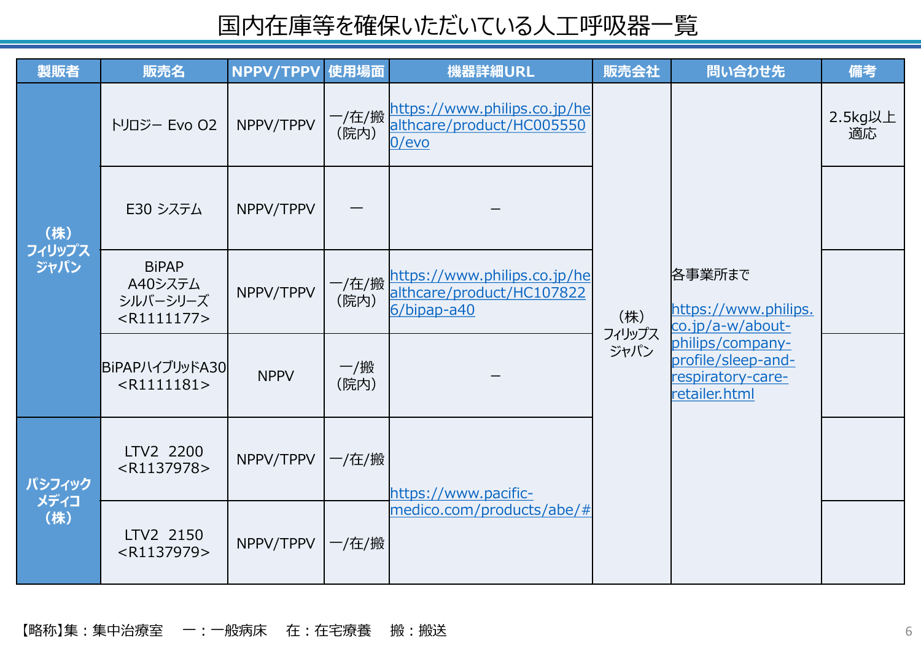# 国内在庫等を確保いただいている人工呼吸器一覧

| 製販者 | 販売名 | NPPV/TPPV | 使用場面 | 機器詳細URL | 販売会社 | 問い合わせ先 | 備考 |
|---|---|---|---|---|---|---|---|
| （株）フィリップスジャパン | トリロジー Evo O2 | NPPV/TPPV | 一/在/搬（院内） | https://www.philips.co.jp/healthcare/product/HC0055500/evo | （株）フィリップスジャパン | 各事業所まで https://www.philips.co.jp/a-w/about-philips/company-profile/sleep-and-respiratory-care-retailer.html | 2.5kg以上適応 |
| | E30 システム | NPPV/TPPV | ー | ー | | | |
| | BiPAP A40システム シルバーシリーズ <R1111177> | NPPV/TPPV | 一/在/搬（院内） | https://www.philips.co.jp/healthcare/product/HC1078226/bipap-a40 | | | |
| | BiPAPハイブリッドA30 <R1111181> | NPPV | 一/搬（院内） | ー | | | |
| パシフィックメディコ（株） | LTV2 2200 <R1137978> | NPPV/TPPV | 一/在/搬 | https://www.pacific-medico.com/products/abe/# | | | |
| | LTV2 2150 <R1137979> | NPPV/TPPV | 一/在/搬 | | | | |

【略称】集：集中治療室　一：一般病床　在：在宅療養　搬：搬送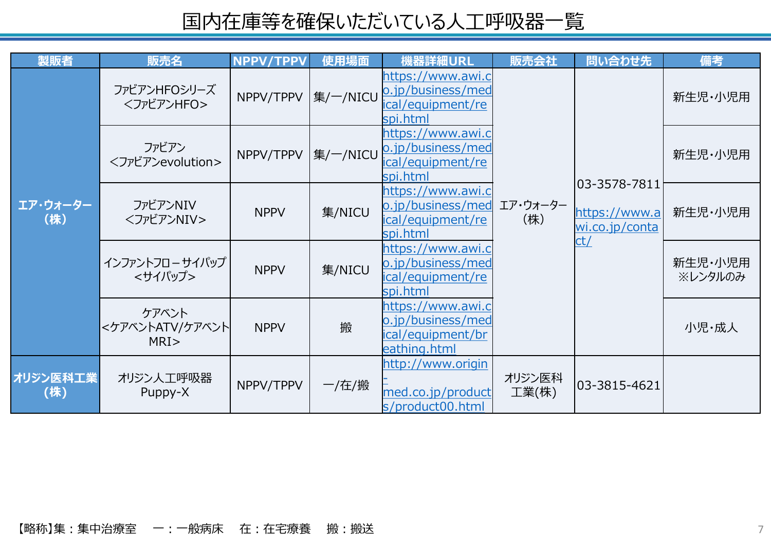# 国内在庫等を確保いただいている人工呼吸器一覧

| 製販者 | 販売名 | NPPV/TPPV | 使用場面 | 機器詳細URL | 販売会社 | 問い合わせ先 | 備考 |
|---|---|---|---|---|---|---|---|
| エア・ウォーター（株） | ファビアンHFOシリーズ<br><ファビアンHFO> | NPPV/TPPV | 集/一/NICU | https://www.awi.co.jp/business/medical/equipment/respi.html | エア・ウォーター（株） | 03-3578-7811<br>https://www.awi.co.jp/contact/ | 新生児・小児用 |
| | ファビアン<br><ファビアンevolution> | NPPV/TPPV | 集/一/NICU | https://www.awi.co.jp/business/medical/equipment/respi.html | | | 新生児・小児用 |
| | ファビアンNIV<br><ファビアンNIV> | NPPV | 集/NICU | https://www.awi.co.jp/business/medical/equipment/respi.html | | | 新生児・小児用 |
| | インファントフローサイパップ<br><サイパップ> | NPPV | 集/NICU | https://www.awi.co.jp/business/medical/equipment/respi.html | | | 新生児・小児用<br>※レンタルのみ |
| | ケアベント<br><ケアベントATV/ケアベントMRI> | NPPV | 搬 | https://www.awi.co.jp/business/medical/equipment/breathing.html | | | 小児・成人 |
| オリジン医科工業（株） | オリジン人工呼吸器<br>Puppy-X | NPPV/TPPV | 一/在/搬 | http://www.origin-med.co.jp/products/product00.html | オリジン医科工業(株) | 03-3815-4621 | |

【略称】集：集中治療室　一：一般病床　在：在宅療養　搬：搬送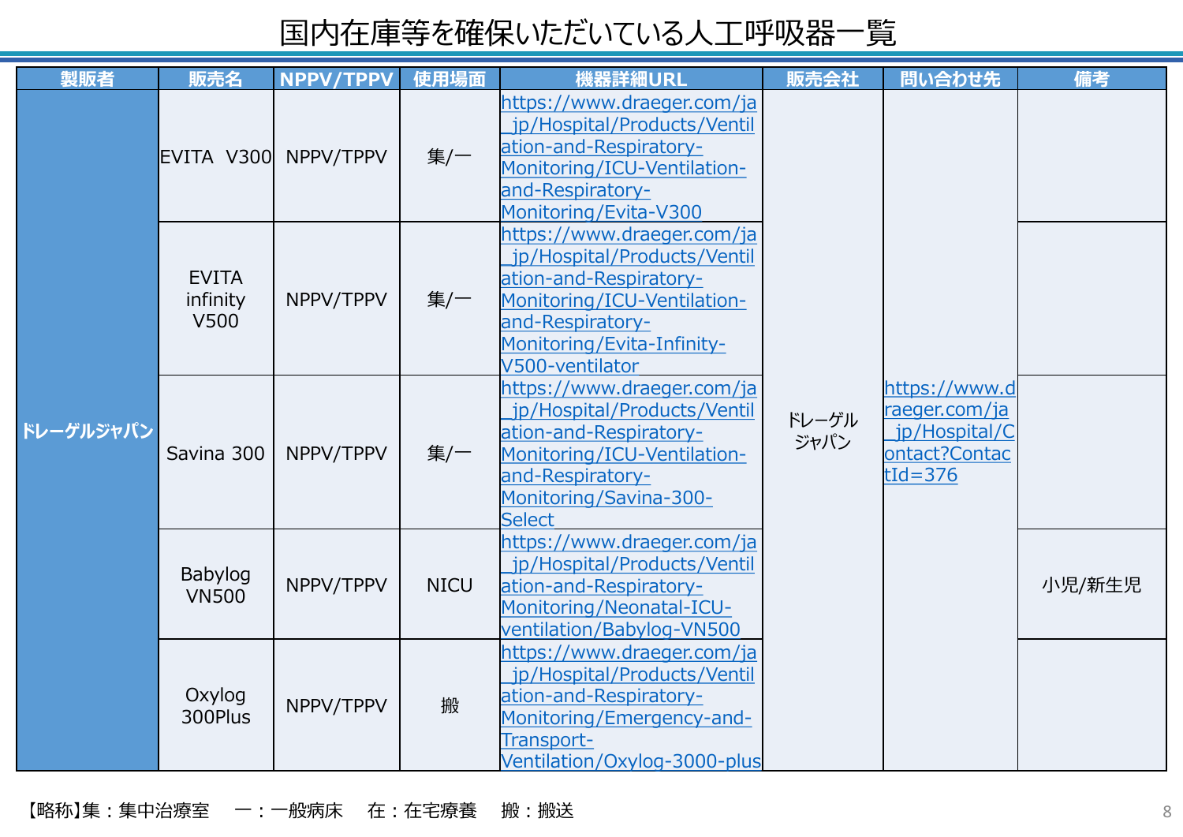# 国内在庫等を確保いただいている人工呼吸器一覧

| 製販者 | 販売名 | NPPV/TPPV | 使用場面 | 機器詳細URL | 販売会社 | 問い合わせ先 | 備考 |
|---|---|---|---|---|---|---|---|
| ドレーゲルジャパン | EVITA V300 | NPPV/TPPV | 集/一 | https://www.draeger.com/ja_jp/Hospital/Products/Ventilation-and-Respiratory-Monitoring/ICU-Ventilation-and-Respiratory-Monitoring/Evita-V300 | ドレーゲルジャパン | https://www.draeger.com/ja_jp/Hospital/Contact?ContactId=376 | |
| | EVITA infinity V500 | NPPV/TPPV | 集/一 | https://www.draeger.com/ja_jp/Hospital/Products/Ventilation-and-Respiratory-Monitoring/ICU-Ventilation-and-Respiratory-Monitoring/Evita-Infinity-V500-ventilator | | | |
| | Savina 300 | NPPV/TPPV | 集/一 | https://www.draeger.com/ja_jp/Hospital/Products/Ventilation-and-Respiratory-Monitoring/ICU-Ventilation-and-Respiratory-Monitoring/Savina-300-Select | | | |
| | Babylog VN500 | NPPV/TPPV | NICU | https://www.draeger.com/ja_jp/Hospital/Products/Ventilation-and-Respiratory-Monitoring/Neonatal-ICU-ventilation/Babylog-VN500 | | | 小児/新生児 |
| | Oxylog 300Plus | NPPV/TPPV | 搬 | https://www.draeger.com/ja_jp/Hospital/Products/Ventilation-and-Respiratory-Monitoring/Emergency-and-Transport-Ventilation/Oxylog-3000-plus | | | |

【略称】集：集中治療室　一：一般病床　在：在宅療養　搬：搬送